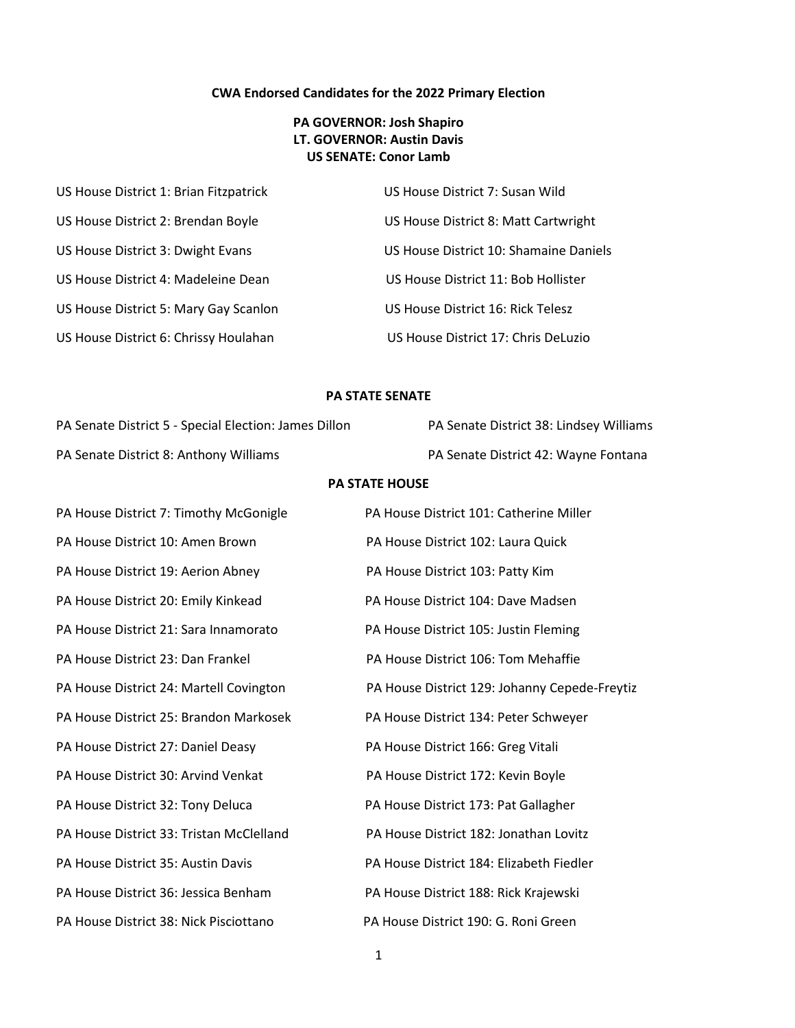# CWA Endorsed Candidates for the 2022 Primary Election

**PA GOVERNOR: Josh Shapiro**
**LT. GOVERNOR: Austin Davis**
**US SENATE: Conor Lamb**

US House District 1: Brian Fitzpatrick

US House District 2: Brendan Boyle

US House District 3: Dwight Evans

US House District 4: Madeleine Dean

US House District 5: Mary Gay Scanlon

US House District 6: Chrissy Houlahan

US House District 7: Susan Wild

US House District 8: Matt Cartwright

US House District 10: Shamaine Daniels

US House District 11: Bob Hollister

US House District 16: Rick Telesz

US House District 17: Chris DeLuzio

## PA STATE SENATE

PA Senate District 5 - Special Election: James Dillon

PA Senate District 8: Anthony Williams

PA Senate District 38: Lindsey Williams

PA Senate District 42: Wayne Fontana

## PA STATE HOUSE

PA House District 7: Timothy McGonigle

PA House District 10: Amen Brown

PA House District 19: Aerion Abney

PA House District 20: Emily Kinkead

PA House District 21: Sara Innamorato

PA House District 23: Dan Frankel

PA House District 24: Martell Covington

PA House District 25: Brandon Markosek

PA House District 27: Daniel Deasy

PA House District 30: Arvind Venkat

PA House District 32: Tony Deluca

PA House District 33: Tristan McClelland

PA House District 35: Austin Davis

PA House District 36: Jessica Benham

PA House District 38: Nick Pisciottano

PA House District 101: Catherine Miller

PA House District 102: Laura Quick

PA House District 103: Patty Kim

PA House District 104: Dave Madsen

PA House District 105: Justin Fleming

PA House District 106: Tom Mehaffie

PA House District 129: Johanny Cepede-Freytiz

PA House District 134: Peter Schweyer

PA House District 166: Greg Vitali

PA House District 172: Kevin Boyle

PA House District 173: Pat Gallagher

PA House District 182: Jonathan Lovitz

PA House District 184: Elizabeth Fiedler

PA House District 188: Rick Krajewski

PA House District 190: G. Roni Green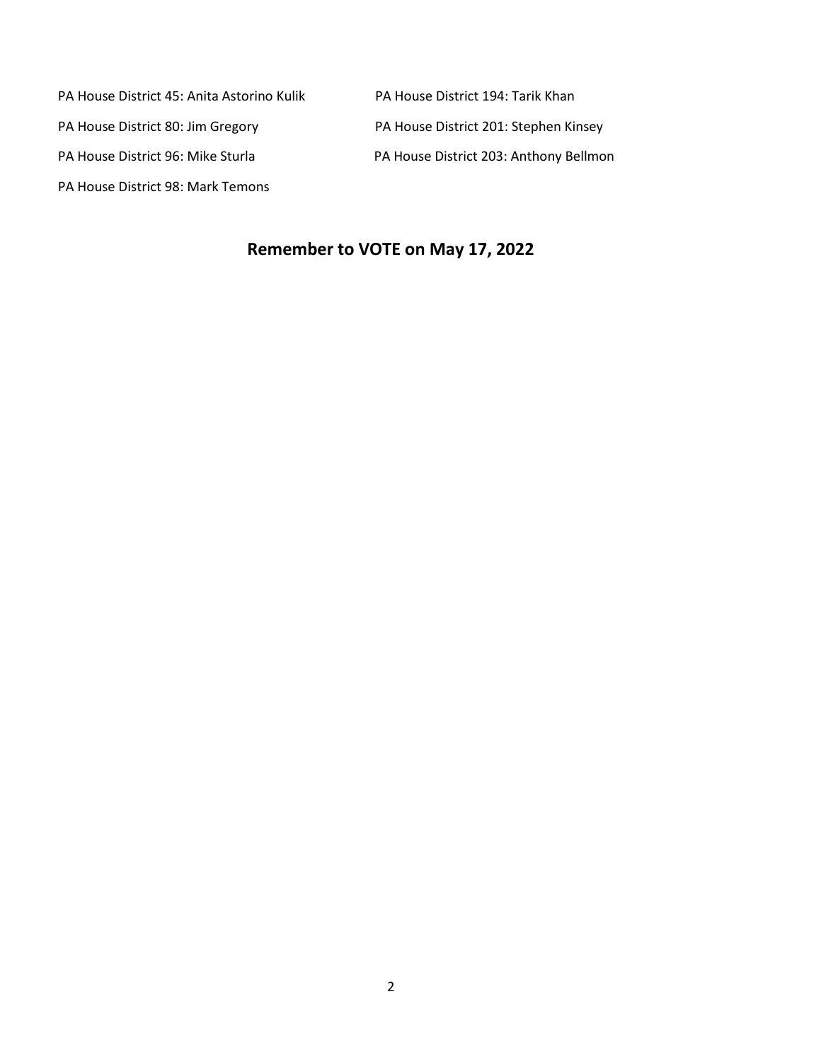PA House District 45: Anita Astorino Kulik

PA House District 80: Jim Gregory

PA House District 96: Mike Sturla

PA House District 98: Mark Temons

PA House District 194: Tarik Khan

PA House District 201: Stephen Kinsey

PA House District 203: Anthony Bellmon

**Remember to VOTE on May 17, 2022**